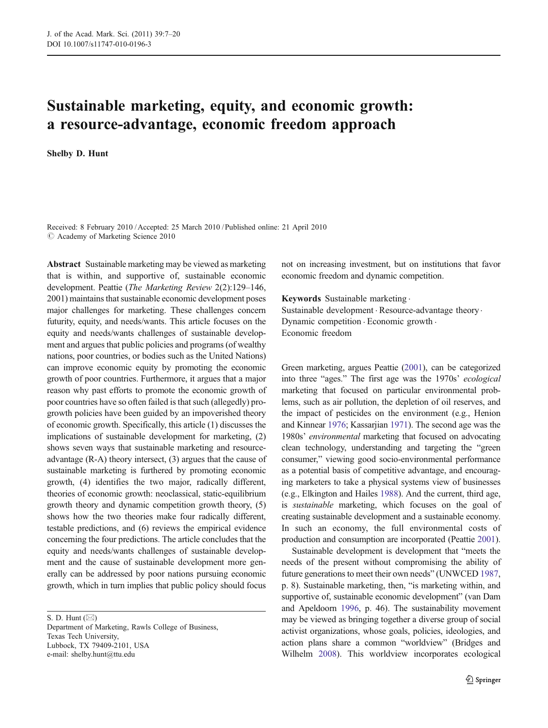# Sustainable marketing, equity, and economic growth: a resource-advantage, economic freedom approach

**Shelby D. Hunt**

Received: 8 February 2010 / Accepted: 25 March 2010 / Published online: 21 April 2010
© Academy of Marketing Science 2010

**Abstract** Sustainable marketing may be viewed as marketing that is within, and supportive of, sustainable economic development. Peattie (*The Marketing Review* 2(2):129–146, 2001) maintains that sustainable economic development poses major challenges for marketing. These challenges concern futurity, equity, and needs/wants. This article focuses on the equity and needs/wants challenges of sustainable development and argues that public policies and programs (of wealthy nations, poor countries, or bodies such as the United Nations) can improve economic equity by promoting the economic growth of poor countries. Furthermore, it argues that a major reason why past efforts to promote the economic growth of poor countries have so often failed is that such (allegedly) pro-growth policies have been guided by an impoverished theory of economic growth. Specifically, this article (1) discusses the implications of sustainable development for marketing, (2) shows seven ways that sustainable marketing and resource-advantage (R-A) theory intersect, (3) argues that the cause of sustainable marketing is furthered by promoting economic growth, (4) identifies the two major, radically different, theories of economic growth: neoclassical, static-equilibrium growth theory and dynamic competition growth theory, (5) shows how the two theories make four radically different, testable predictions, and (6) reviews the empirical evidence concerning the four predictions. The article concludes that the equity and needs/wants challenges of sustainable development and the cause of sustainable development more generally can be addressed by poor nations pursuing economic growth, which in turn implies that public policy should focus not on increasing investment, but on institutions that favor economic freedom and dynamic competition.

**Keywords** Sustainable marketing · Sustainable development · Resource-advantage theory · Dynamic competition · Economic growth · Economic freedom

S. D. Hunt (✉)
Department of Marketing, Rawls College of Business, Texas Tech University, Lubbock, TX 79409-2101, USA
e-mail: shelby.hunt@ttu.edu

Green marketing, argues Peattie (2001), can be categorized into three "ages." The first age was the 1970s' *ecological* marketing that focused on particular environmental problems, such as air pollution, the depletion of oil reserves, and the impact of pesticides on the environment (e.g., Henion and Kinnear 1976; Kassarjian 1971). The second age was the 1980s' *environmental* marketing that focused on advocating clean technology, understanding and targeting the "green consumer," viewing good socio-environmental performance as a potential basis of competitive advantage, and encouraging marketers to take a physical systems view of businesses (e.g., Elkington and Hailes 1988). And the current, third age, is *sustainable* marketing, which focuses on the goal of creating sustainable development and a sustainable economy. In such an economy, the full environmental costs of production and consumption are incorporated (Peattie 2001).

Sustainable development is development that "meets the needs of the present without compromising the ability of future generations to meet their own needs" (UNWCED 1987, p. 8). Sustainable marketing, then, "is marketing within, and supportive of, sustainable economic development" (van Dam and Apeldoorn 1996, p. 46). The sustainability movement may be viewed as bringing together a diverse group of social activist organizations, whose goals, policies, ideologies, and action plans share a common "worldview" (Bridges and Wilhelm 2008). This worldview incorporates ecological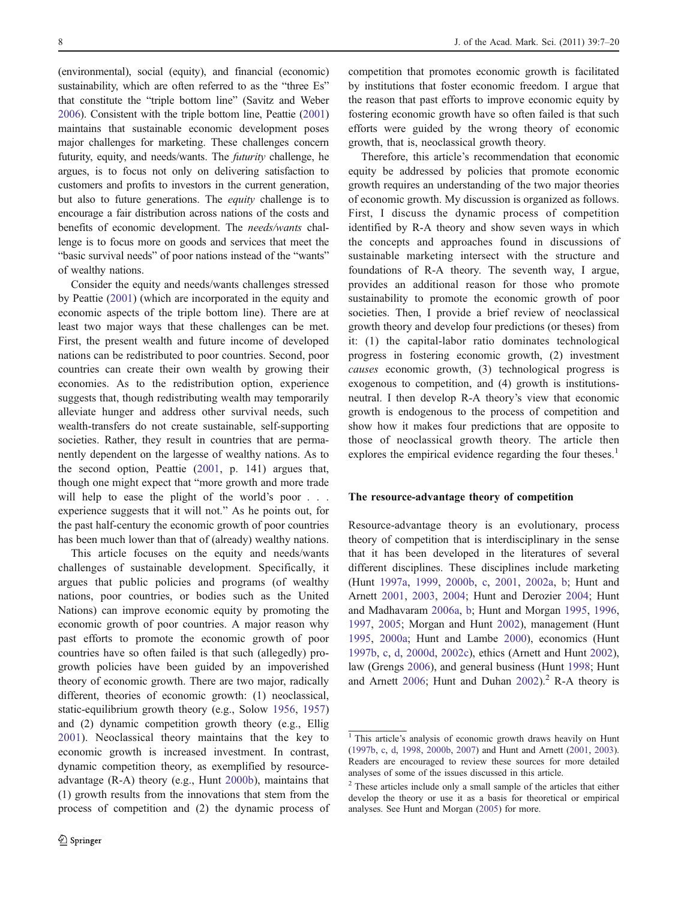(environmental), social (equity), and financial (economic) sustainability, which are often referred to as the "three Es" that constitute the "triple bottom line" (Savitz and Weber 2006). Consistent with the triple bottom line, Peattie (2001) maintains that sustainable economic development poses major challenges for marketing. These challenges concern futurity, equity, and needs/wants. The *futurity* challenge, he argues, is to focus not only on delivering satisfaction to customers and profits to investors in the current generation, but also to future generations. The *equity* challenge is to encourage a fair distribution across nations of the costs and benefits of economic development. The *needs/wants* challenge is to focus more on goods and services that meet the "basic survival needs" of poor nations instead of the "wants" of wealthy nations.

Consider the equity and needs/wants challenges stressed by Peattie (2001) (which are incorporated in the equity and economic aspects of the triple bottom line). There are at least two major ways that these challenges can be met. First, the present wealth and future income of developed nations can be redistributed to poor countries. Second, poor countries can create their own wealth by growing their economies. As to the redistribution option, experience suggests that, though redistributing wealth may temporarily alleviate hunger and address other survival needs, such wealth-transfers do not create sustainable, self-supporting societies. Rather, they result in countries that are permanently dependent on the largesse of wealthy nations. As to the second option, Peattie (2001, p. 141) argues that, though one might expect that "more growth and more trade will help to ease the plight of the world's poor . . . experience suggests that it will not." As he points out, for the past half-century the economic growth of poor countries has been much lower than that of (already) wealthy nations.

This article focuses on the equity and needs/wants challenges of sustainable development. Specifically, it argues that public policies and programs (of wealthy nations, poor countries, or bodies such as the United Nations) can improve economic equity by promoting the economic growth of poor countries. A major reason why past efforts to promote the economic growth of poor countries have so often failed is that such (allegedly) pro-growth policies have been guided by an impoverished theory of economic growth. There are two major, radically different, theories of economic growth: (1) neoclassical, static-equilibrium growth theory (e.g., Solow 1956, 1957) and (2) dynamic competition growth theory (e.g., Ellig 2001). Neoclassical theory maintains that the key to economic growth is increased investment. In contrast, dynamic competition theory, as exemplified by resource-advantage (R-A) theory (e.g., Hunt 2000b), maintains that (1) growth results from the innovations that stem from the process of competition and (2) the dynamic process of competition that promotes economic growth is facilitated by institutions that foster economic freedom. I argue that the reason that past efforts to improve economic equity by fostering economic growth have so often failed is that such efforts were guided by the wrong theory of economic growth, that is, neoclassical growth theory.

Therefore, this article's recommendation that economic equity be addressed by policies that promote economic growth requires an understanding of the two major theories of economic growth. My discussion is organized as follows. First, I discuss the dynamic process of competition identified by R-A theory and show seven ways in which the concepts and approaches found in discussions of sustainable marketing intersect with the structure and foundations of R-A theory. The seventh way, I argue, provides an additional reason for those who promote sustainability to promote the economic growth of poor societies. Then, I provide a brief review of neoclassical growth theory and develop four predictions (or theses) from it: (1) the capital-labor ratio dominates technological progress in fostering economic growth, (2) investment *causes* economic growth, (3) technological progress is exogenous to competition, and (4) growth is institutions-neutral. I then develop R-A theory's view that economic growth is endogenous to the process of competition and show how it makes four predictions that are opposite to those of neoclassical growth theory. The article then explores the empirical evidence regarding the four theses.[1]

## The resource-advantage theory of competition

Resource-advantage theory is an evolutionary, process theory of competition that is interdisciplinary in the sense that it has been developed in the literatures of several different disciplines. These disciplines include marketing (Hunt 1997a, 1999, 2000b, c, 2001, 2002a, b; Hunt and Arnett 2001, 2003, 2004; Hunt and Derozier 2004; Hunt and Madhavaram 2006a, b; Hunt and Morgan 1995, 1996, 1997, 2005; Morgan and Hunt 2002), management (Hunt 1995, 2000a; Hunt and Lambe 2000), economics (Hunt 1997b, c, d, 2000d, 2002c), ethics (Arnett and Hunt 2002), law (Grengs 2006), and general business (Hunt 1998; Hunt and Arnett 2006; Hunt and Duhan 2002).[2] R-A theory is

---

[1] This article's analysis of economic growth draws heavily on Hunt (1997b, c, d, 1998, 2000b, 2007) and Hunt and Arnett (2001, 2003). Readers are encouraged to review these sources for more detailed analyses of some of the issues discussed in this article.

[2] These articles include only a small sample of the articles that either develop the theory or use it as a basis for theoretical or empirical analyses. See Hunt and Morgan (2005) for more.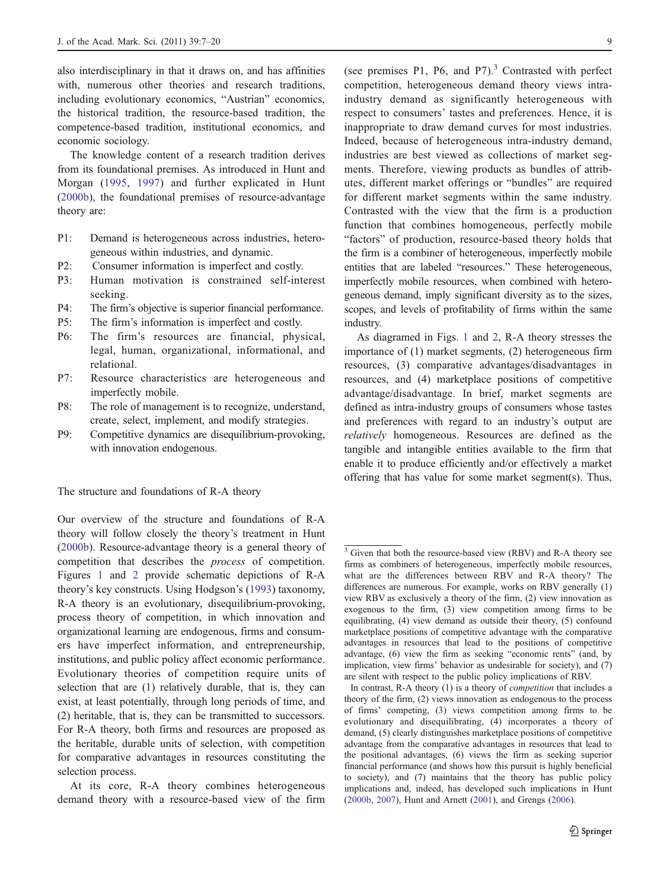also interdisciplinary in that it draws on, and has affinities with, numerous other theories and research traditions, including evolutionary economics, "Austrian" economics, the historical tradition, the resource-based tradition, the competence-based tradition, institutional economics, and economic sociology.

The knowledge content of a research tradition derives from its foundational premises. As introduced in Hunt and Morgan (1995, 1997) and further explicated in Hunt (2000b), the foundational premises of resource-advantage theory are:

- P1: Demand is heterogeneous across industries, heterogeneous within industries, and dynamic.
- P2: Consumer information is imperfect and costly.
- P3: Human motivation is constrained self-interest seeking.
- P4: The firm's objective is superior financial performance.
- P5: The firm's information is imperfect and costly.
- P6: The firm's resources are financial, physical, legal, human, organizational, informational, and relational.
- P7: Resource characteristics are heterogeneous and imperfectly mobile.
- P8: The role of management is to recognize, understand, create, select, implement, and modify strategies.
- P9: Competitive dynamics are disequilibrium-provoking, with innovation endogenous.

## The structure and foundations of R-A theory

Our overview of the structure and foundations of R-A theory will follow closely the theory's treatment in Hunt (2000b). Resource-advantage theory is a general theory of competition that describes the *process* of competition. Figures 1 and 2 provide schematic depictions of R-A theory's key constructs. Using Hodgson's (1993) taxonomy, R-A theory is an evolutionary, disequilibrium-provoking, process theory of competition, in which innovation and organizational learning are endogenous, firms and consumers have imperfect information, and entrepreneurship, institutions, and public policy affect economic performance. Evolutionary theories of competition require units of selection that are (1) relatively durable, that is, they can exist, at least potentially, through long periods of time, and (2) heritable, that is, they can be transmitted to successors. For R-A theory, both firms and resources are proposed as the heritable, durable units of selection, with competition for comparative advantages in resources constituting the selection process.

At its core, R-A theory combines heterogeneous demand theory with a resource-based view of the firm (see premises P1, P6, and P7).[3] Contrasted with perfect competition, heterogeneous demand theory views intra-industry demand as significantly heterogeneous with respect to consumers' tastes and preferences. Hence, it is inappropriate to draw demand curves for most industries. Indeed, because of heterogeneous intra-industry demand, industries are best viewed as collections of market segments. Therefore, viewing products as bundles of attributes, different market offerings or "bundles" are required for different market segments within the same industry. Contrasted with the view that the firm is a production function that combines homogeneous, perfectly mobile "factors" of production, resource-based theory holds that the firm is a combiner of heterogeneous, imperfectly mobile entities that are labeled "resources." These heterogeneous, imperfectly mobile resources, when combined with heterogeneous demand, imply significant diversity as to the sizes, scopes, and levels of profitability of firms within the same industry.

As diagramed in Figs. 1 and 2, R-A theory stresses the importance of (1) market segments, (2) heterogeneous firm resources, (3) comparative advantages/disadvantages in resources, and (4) marketplace positions of competitive advantage/disadvantage. In brief, market segments are defined as intra-industry groups of consumers whose tastes and preferences with regard to an industry's output are *relatively* homogeneous. Resources are defined as the tangible and intangible entities available to the firm that enable it to produce efficiently and/or effectively a market offering that has value for some market segment(s). Thus,

---

[3] Given that both the resource-based view (RBV) and R-A theory see firms as combiners of heterogeneous, imperfectly mobile resources, what are the differences between RBV and R-A theory? The differences are numerous. For example, works on RBV generally (1) view RBV as exclusively a theory of the firm, (2) view innovation as exogenous to the firm, (3) view competition among firms to be equilibrating, (4) view demand as outside their theory, (5) confound marketplace positions of competitive advantage with the comparative advantages in resources that lead to the positions of competitive advantage, (6) view the firm as seeking "economic rents" (and, by implication, view firms' behavior as undesirable for society), and (7) are silent with respect to the public policy implications of RBV.

In contrast, R-A theory (1) is a theory of *competition* that includes a theory of the firm, (2) views innovation as endogenous to the process of firms' competing, (3) views competition among firms to be evolutionary and disequilibrating, (4) incorporates a theory of demand, (5) clearly distinguishes marketplace positions of competitive advantage from the comparative advantages in resources that lead to the positional advantages, (6) views the firm as seeking superior financial performance (and shows how this pursuit is highly beneficial to society), and (7) maintains that the theory has public policy implications and, indeed, has developed such implications in Hunt (2000b, 2007), Hunt and Arnett (2001), and Grengs (2006).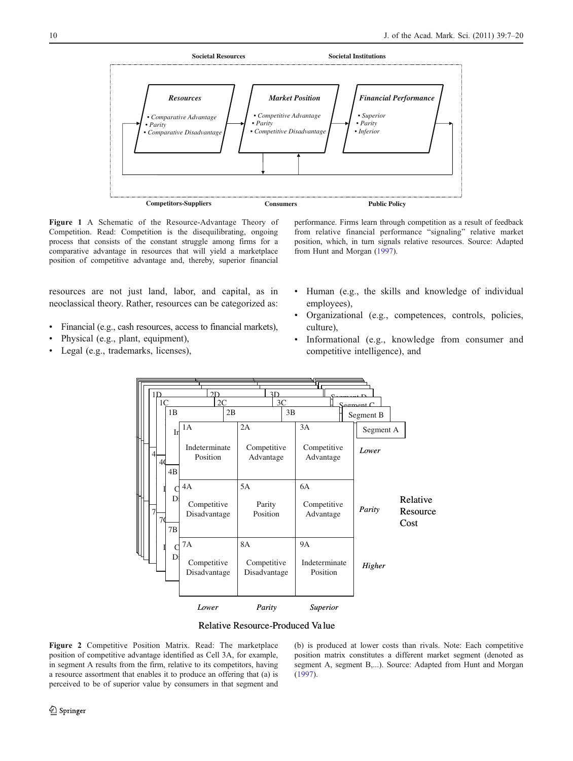**Figure 1** A Schematic of the Resource-Advantage Theory of Competition. Read: Competition is the disequilibrating, ongoing process that consists of the constant struggle among firms for a comparative advantage in resources that will yield a marketplace position of competitive advantage and, thereby, superior financial performance. Firms learn through competition as a result of feedback from relative financial performance "signaling" relative market position, which, in turn signals relative resources. Source: Adapted from Hunt and Morgan (1997).

resources are not just land, labor, and capital, as in neoclassical theory. Rather, resources can be categorized as:

- Financial (e.g., cash resources, access to financial markets),
- Physical (e.g., plant, equipment),
- Legal (e.g., trademarks, licenses),
- Human (e.g., the skills and knowledge of individual employees),
- Organizational (e.g., competences, controls, policies, culture),
- Informational (e.g., knowledge from consumer and competitive intelligence), and

| Segment A | Lower (Relative Resource-Produced Value) | Parity | Superior |
|---|---|---|---|
| **Lower** (Relative Resource Cost) | 1A Indeterminate Position | 2A Competitive Advantage | 3A Competitive Advantage |
| **Parity** | 4A Competitive Disadvantage | 5A Parity Position | 6A Competitive Advantage |
| **Higher** | 7A Competitive Disadvantage | 8A Competitive Disadvantage | 9A Indeterminate Position |

**Figure 2** Competitive Position Matrix. Read: The marketplace position of competitive advantage identified as Cell 3A, for example, in segment A results from the firm, relative to its competitors, having a resource assortment that enables it to produce an offering that (a) is perceived to be of superior value by consumers in that segment and (b) is produced at lower costs than rivals. Note: Each competitive position matrix constitutes a different market segment (denoted as segment A, segment B,...). Source: Adapted from Hunt and Morgan (1997).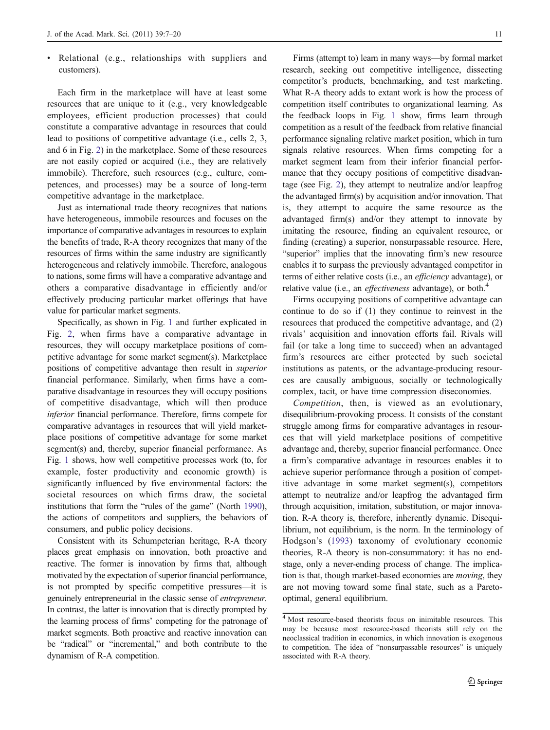- Relational (e.g., relationships with suppliers and customers).

Each firm in the marketplace will have at least some resources that are unique to it (e.g., very knowledgeable employees, efficient production processes) that could constitute a comparative advantage in resources that could lead to positions of competitive advantage (i.e., cells 2, 3, and 6 in Fig. 2) in the marketplace. Some of these resources are not easily copied or acquired (i.e., they are relatively immobile). Therefore, such resources (e.g., culture, competences, and processes) may be a source of long-term competitive advantage in the marketplace.

Just as international trade theory recognizes that nations have heterogeneous, immobile resources and focuses on the importance of comparative advantages in resources to explain the benefits of trade, R-A theory recognizes that many of the resources of firms within the same industry are significantly heterogeneous and relatively immobile. Therefore, analogous to nations, some firms will have a comparative advantage and others a comparative disadvantage in efficiently and/or effectively producing particular market offerings that have value for particular market segments.

Specifically, as shown in Fig. 1 and further explicated in Fig. 2, when firms have a comparative advantage in resources, they will occupy marketplace positions of competitive advantage for some market segment(s). Marketplace positions of competitive advantage then result in *superior* financial performance. Similarly, when firms have a comparative disadvantage in resources they will occupy positions of competitive disadvantage, which will then produce *inferior* financial performance. Therefore, firms compete for comparative advantages in resources that will yield marketplace positions of competitive advantage for some market segment(s) and, thereby, superior financial performance. As Fig. 1 shows, how well competitive processes work (to, for example, foster productivity and economic growth) is significantly influenced by five environmental factors: the societal resources on which firms draw, the societal institutions that form the "rules of the game" (North 1990), the actions of competitors and suppliers, the behaviors of consumers, and public policy decisions.

Consistent with its Schumpeterian heritage, R-A theory places great emphasis on innovation, both proactive and reactive. The former is innovation by firms that, although motivated by the expectation of superior financial performance, is not prompted by specific competitive pressures—it is genuinely entrepreneurial in the classic sense of *entrepreneur*. In contrast, the latter is innovation that is directly prompted by the learning process of firms' competing for the patronage of market segments. Both proactive and reactive innovation can be "radical" or "incremental," and both contribute to the dynamism of R-A competition.

Firms (attempt to) learn in many ways—by formal market research, seeking out competitive intelligence, dissecting competitor's products, benchmarking, and test marketing. What R-A theory adds to extant work is how the process of competition itself contributes to organizational learning. As the feedback loops in Fig. 1 show, firms learn through competition as a result of the feedback from relative financial performance signaling relative market position, which in turn signals relative resources. When firms competing for a market segment learn from their inferior financial performance that they occupy positions of competitive disadvantage (see Fig. 2), they attempt to neutralize and/or leapfrog the advantaged firm(s) by acquisition and/or innovation. That is, they attempt to acquire the same resource as the advantaged firm(s) and/or they attempt to innovate by imitating the resource, finding an equivalent resource, or finding (creating) a superior, nonsurpassable resource. Here, "superior" implies that the innovating firm's new resource enables it to surpass the previously advantaged competitor in terms of either relative costs (i.e., an *efficiency* advantage), or relative value (i.e., an *effectiveness* advantage), or both.[4]

Firms occupying positions of competitive advantage can continue to do so if (1) they continue to reinvest in the resources that produced the competitive advantage, and (2) rivals' acquisition and innovation efforts fail. Rivals will fail (or take a long time to succeed) when an advantaged firm's resources are either protected by such societal institutions as patents, or the advantage-producing resources are causally ambiguous, socially or technologically complex, tacit, or have time compression diseconomies.

*Competition*, then, is viewed as an evolutionary, disequilibrium-provoking process. It consists of the constant struggle among firms for comparative advantages in resources that will yield marketplace positions of competitive advantage and, thereby, superior financial performance. Once a firm's comparative advantage in resources enables it to achieve superior performance through a position of competitive advantage in some market segment(s), competitors attempt to neutralize and/or leapfrog the advantaged firm through acquisition, imitation, substitution, or major innovation. R-A theory is, therefore, inherently dynamic. Disequilibrium, not equilibrium, is the norm. In the terminology of Hodgson's (1993) taxonomy of evolutionary economic theories, R-A theory is non-consummatory: it has no end-stage, only a never-ending process of change. The implication is that, though market-based economies are *moving*, they are not moving toward some final state, such as a Pareto-optimal, general equilibrium.

[4] Most resource-based theorists focus on inimitable resources. This may be because most resource-based theorists still rely on the neoclassical tradition in economics, in which innovation is exogenous to competition. The idea of "nonsurpassable resources" is uniquely associated with R-A theory.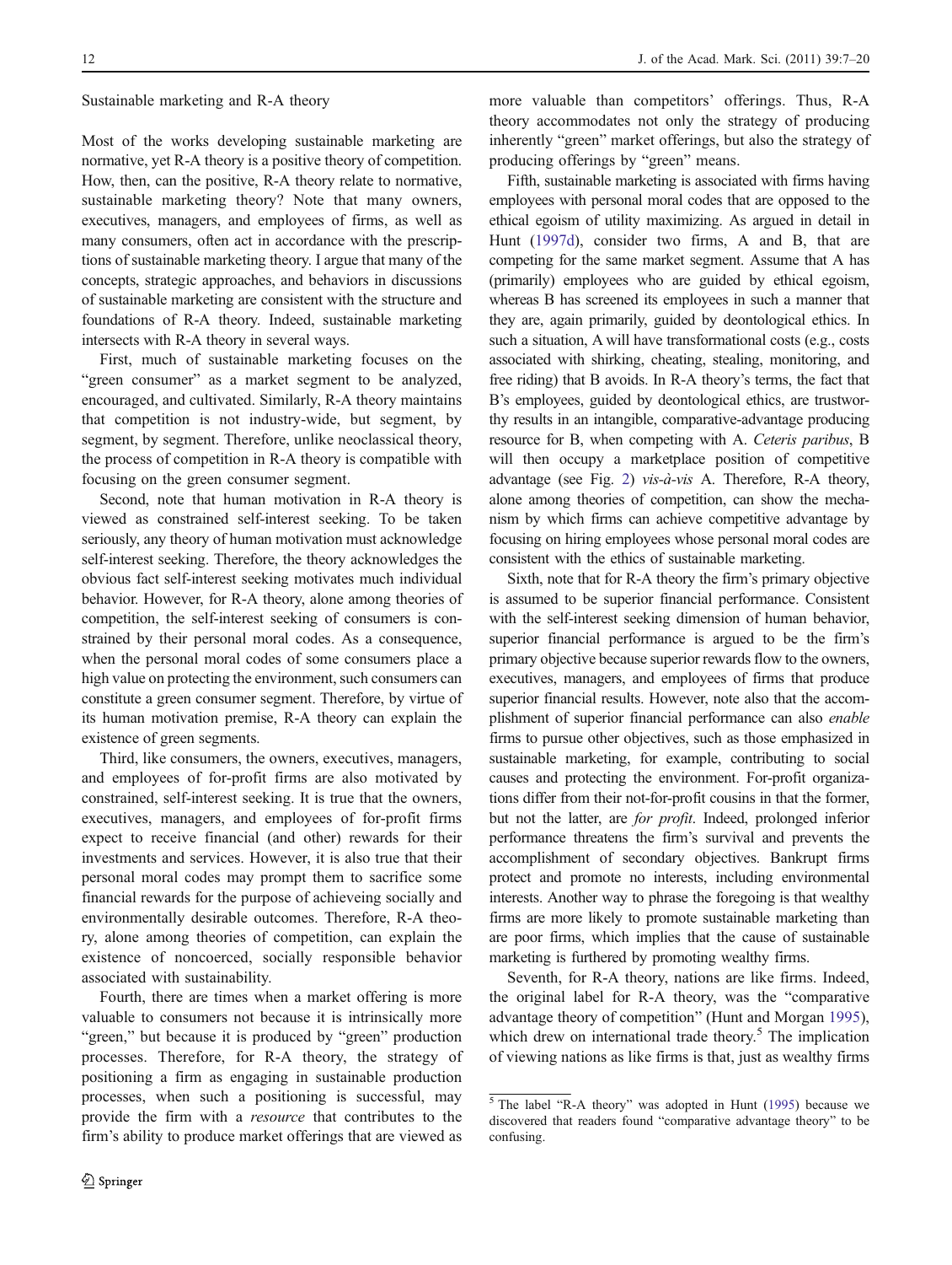## Sustainable marketing and R-A theory

Most of the works developing sustainable marketing are normative, yet R-A theory is a positive theory of competition. How, then, can the positive, R-A theory relate to normative, sustainable marketing theory? Note that many owners, executives, managers, and employees of firms, as well as many consumers, often act in accordance with the prescriptions of sustainable marketing theory. I argue that many of the concepts, strategic approaches, and behaviors in discussions of sustainable marketing are consistent with the structure and foundations of R-A theory. Indeed, sustainable marketing intersects with R-A theory in several ways.

First, much of sustainable marketing focuses on the "green consumer" as a market segment to be analyzed, encouraged, and cultivated. Similarly, R-A theory maintains that competition is not industry-wide, but segment, by segment, by segment. Therefore, unlike neoclassical theory, the process of competition in R-A theory is compatible with focusing on the green consumer segment.

Second, note that human motivation in R-A theory is viewed as constrained self-interest seeking. To be taken seriously, any theory of human motivation must acknowledge self-interest seeking. Therefore, the theory acknowledges the obvious fact self-interest seeking motivates much individual behavior. However, for R-A theory, alone among theories of competition, the self-interest seeking of consumers is constrained by their personal moral codes. As a consequence, when the personal moral codes of some consumers place a high value on protecting the environment, such consumers can constitute a green consumer segment. Therefore, by virtue of its human motivation premise, R-A theory can explain the existence of green segments.

Third, like consumers, the owners, executives, managers, and employees of for-profit firms are also motivated by constrained, self-interest seeking. It is true that the owners, executives, managers, and employees of for-profit firms expect to receive financial (and other) rewards for their investments and services. However, it is also true that their personal moral codes may prompt them to sacrifice some financial rewards for the purpose of achieveing socially and environmentally desirable outcomes. Therefore, R-A theory, alone among theories of competition, can explain the existence of noncoerced, socially responsible behavior associated with sustainability.

Fourth, there are times when a market offering is more valuable to consumers not because it is intrinsically more "green," but because it is produced by "green" production processes. Therefore, for R-A theory, the strategy of positioning a firm as engaging in sustainable production processes, when such a positioning is successful, may provide the firm with a *resource* that contributes to the firm's ability to produce market offerings that are viewed as more valuable than competitors' offerings. Thus, R-A theory accommodates not only the strategy of producing inherently "green" market offerings, but also the strategy of producing offerings by "green" means.

Fifth, sustainable marketing is associated with firms having employees with personal moral codes that are opposed to the ethical egoism of utility maximizing. As argued in detail in Hunt (1997d), consider two firms, A and B, that are competing for the same market segment. Assume that A has (primarily) employees who are guided by ethical egoism, whereas B has screened its employees in such a manner that they are, again primarily, guided by deontological ethics. In such a situation, A will have transformational costs (e.g., costs associated with shirking, cheating, stealing, monitoring, and free riding) that B avoids. In R-A theory's terms, the fact that B's employees, guided by deontological ethics, are trustworthy results in an intangible, comparative-advantage producing resource for B, when competing with A. *Ceteris paribus*, B will then occupy a marketplace position of competitive advantage (see Fig. 2) *vis-à-vis* A. Therefore, R-A theory, alone among theories of competition, can show the mechanism by which firms can achieve competitive advantage by focusing on hiring employees whose personal moral codes are consistent with the ethics of sustainable marketing.

Sixth, note that for R-A theory the firm's primary objective is assumed to be superior financial performance. Consistent with the self-interest seeking dimension of human behavior, superior financial performance is argued to be the firm's primary objective because superior rewards flow to the owners, executives, managers, and employees of firms that produce superior financial results. However, note also that the accomplishment of superior financial performance can also *enable* firms to pursue other objectives, such as those emphasized in sustainable marketing, for example, contributing to social causes and protecting the environment. For-profit organizations differ from their not-for-profit cousins in that the former, but not the latter, are *for profit*. Indeed, prolonged inferior performance threatens the firm's survival and prevents the accomplishment of secondary objectives. Bankrupt firms protect and promote no interests, including environmental interests. Another way to phrase the foregoing is that wealthy firms are more likely to promote sustainable marketing than are poor firms, which implies that the cause of sustainable marketing is furthered by promoting wealthy firms.

Seventh, for R-A theory, nations are like firms. Indeed, the original label for R-A theory, was the "comparative advantage theory of competition" (Hunt and Morgan 1995), which drew on international trade theory.[5] The implication of viewing nations as like firms is that, just as wealthy firms

[5] The label "R-A theory" was adopted in Hunt (1995) because we discovered that readers found "comparative advantage theory" to be confusing.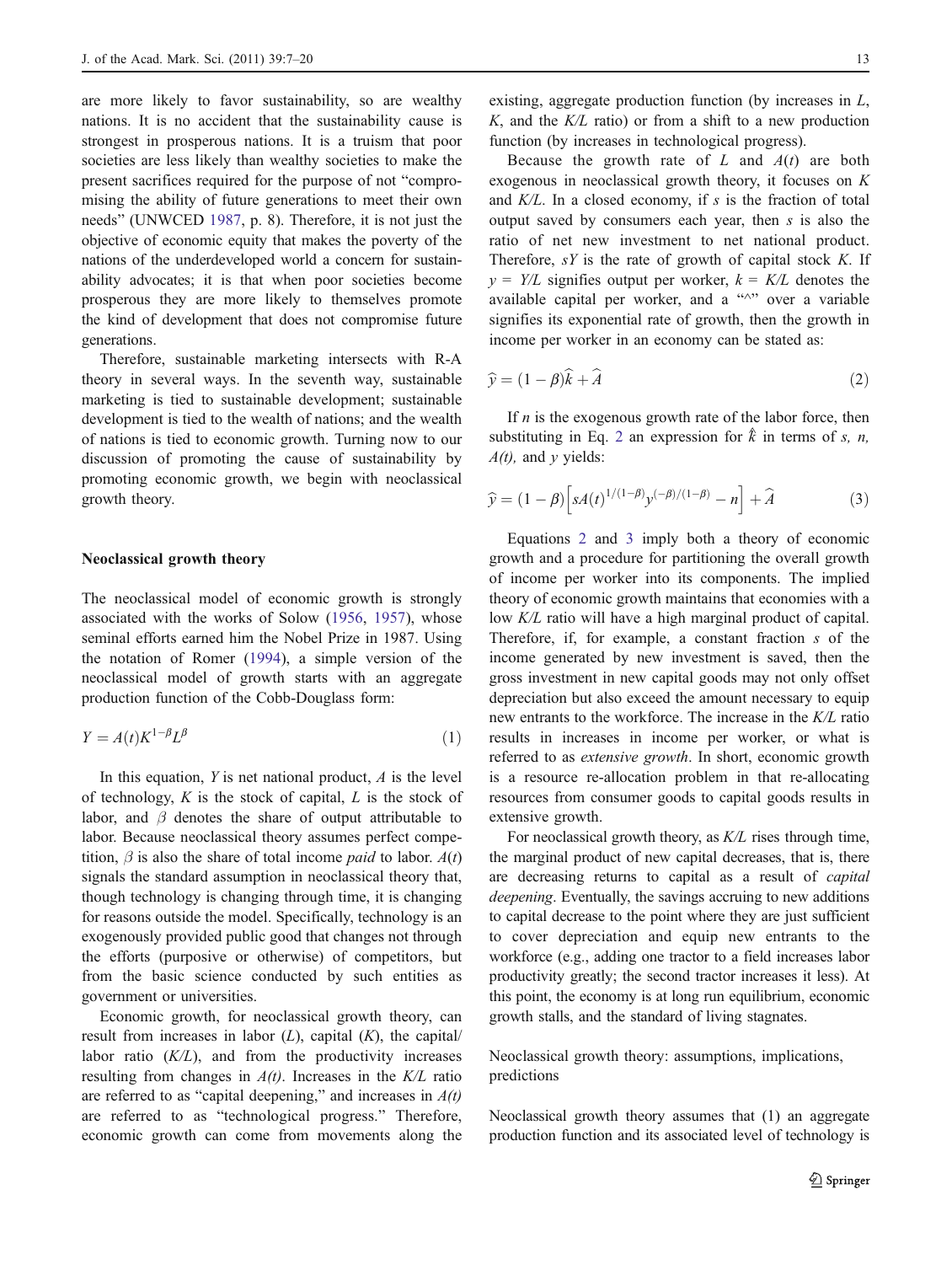are more likely to favor sustainability, so are wealthy nations. It is no accident that the sustainability cause is strongest in prosperous nations. It is a truism that poor societies are less likely than wealthy societies to make the present sacrifices required for the purpose of not "compromising the ability of future generations to meet their own needs" (UNWCED 1987, p. 8). Therefore, it is not just the objective of economic equity that makes the poverty of the nations of the underdeveloped world a concern for sustainability advocates; it is that when poor societies become prosperous they are more likely to themselves promote the kind of development that does not compromise future generations.

Therefore, sustainable marketing intersects with R-A theory in several ways. In the seventh way, sustainable marketing is tied to sustainable development; sustainable development is tied to the wealth of nations; and the wealth of nations is tied to economic growth. Turning now to our discussion of promoting the cause of sustainability by promoting economic growth, we begin with neoclassical growth theory.

## Neoclassical growth theory

The neoclassical model of economic growth is strongly associated with the works of Solow (1956, 1957), whose seminal efforts earned him the Nobel Prize in 1987. Using the notation of Romer (1994), a simple version of the neoclassical model of growth starts with an aggregate production function of the Cobb-Douglass form:

$$Y = A(t)K^{1-\beta}L^{\beta} \tag{1}$$

In this equation, $Y$ is net national product, $A$ is the level of technology, $K$ is the stock of capital, $L$ is the stock of labor, and $\beta$ denotes the share of output attributable to labor. Because neoclassical theory assumes perfect competition, $\beta$ is also the share of total income *paid* to labor. $A(t)$ signals the standard assumption in neoclassical theory that, though technology is changing through time, it is changing for reasons outside the model. Specifically, technology is an exogenously provided public good that changes not through the efforts (purposive or otherwise) of competitors, but from the basic science conducted by such entities as government or universities.

Economic growth, for neoclassical growth theory, can result from increases in labor ($L$), capital ($K$), the capital/labor ratio ($K/L$), and from the productivity increases resulting from changes in $A(t)$. Increases in the $K/L$ ratio are referred to as "capital deepening," and increases in $A(t)$ are referred to as "technological progress." Therefore, economic growth can come from movements along the existing, aggregate production function (by increases in $L$, $K$, and the $K/L$ ratio) or from a shift to a new production function (by increases in technological progress).

Because the growth rate of $L$ and $A(t)$ are both exogenous in neoclassical growth theory, it focuses on $K$ and $K/L$. In a closed economy, if $s$ is the fraction of total output saved by consumers each year, then $s$ is also the ratio of net new investment to net national product. Therefore, $sY$ is the rate of growth of capital stock $K$. If $y = Y/L$ signifies output per worker, $k = K/L$ denotes the available capital per worker, and a "^" over a variable signifies its exponential rate of growth, then the growth in income per worker in an economy can be stated as:

$$\widehat{y} = (1-\beta)\widehat{k} + \widehat{A} \tag{2}$$

If $n$ is the exogenous growth rate of the labor force, then substituting in Eq. 2 an expression for $\hat{k}$ in terms of $s$, $n$, $A(t)$, and $y$ yields:

$$\widehat{y} = (1-\beta)\left[sA(t)^{1/(1-\beta)}y^{(-\beta)/(1-\beta)} - n\right] + \widehat{A} \tag{3}$$

Equations 2 and 3 imply both a theory of economic growth and a procedure for partitioning the overall growth of income per worker into its components. The implied theory of economic growth maintains that economies with a low $K/L$ ratio will have a high marginal product of capital. Therefore, if, for example, a constant fraction $s$ of the income generated by new investment is saved, then the gross investment in new capital goods may not only offset depreciation but also exceed the amount necessary to equip new entrants to the workforce. The increase in the $K/L$ ratio results in increases in income per worker, or what is referred to as *extensive growth*. In short, economic growth is a resource re-allocation problem in that re-allocating resources from consumer goods to capital goods results in extensive growth.

For neoclassical growth theory, as $K/L$ rises through time, the marginal product of new capital decreases, that is, there are decreasing returns to capital as a result of *capital deepening*. Eventually, the savings accruing to new additions to capital decrease to the point where they are just sufficient to cover depreciation and equip new entrants to the workforce (e.g., adding one tractor to a field increases labor productivity greatly; the second tractor increases it less). At this point, the economy is at long run equilibrium, economic growth stalls, and the standard of living stagnates.

### Neoclassical growth theory: assumptions, implications, predictions

Neoclassical growth theory assumes that (1) an aggregate production function and its associated level of technology is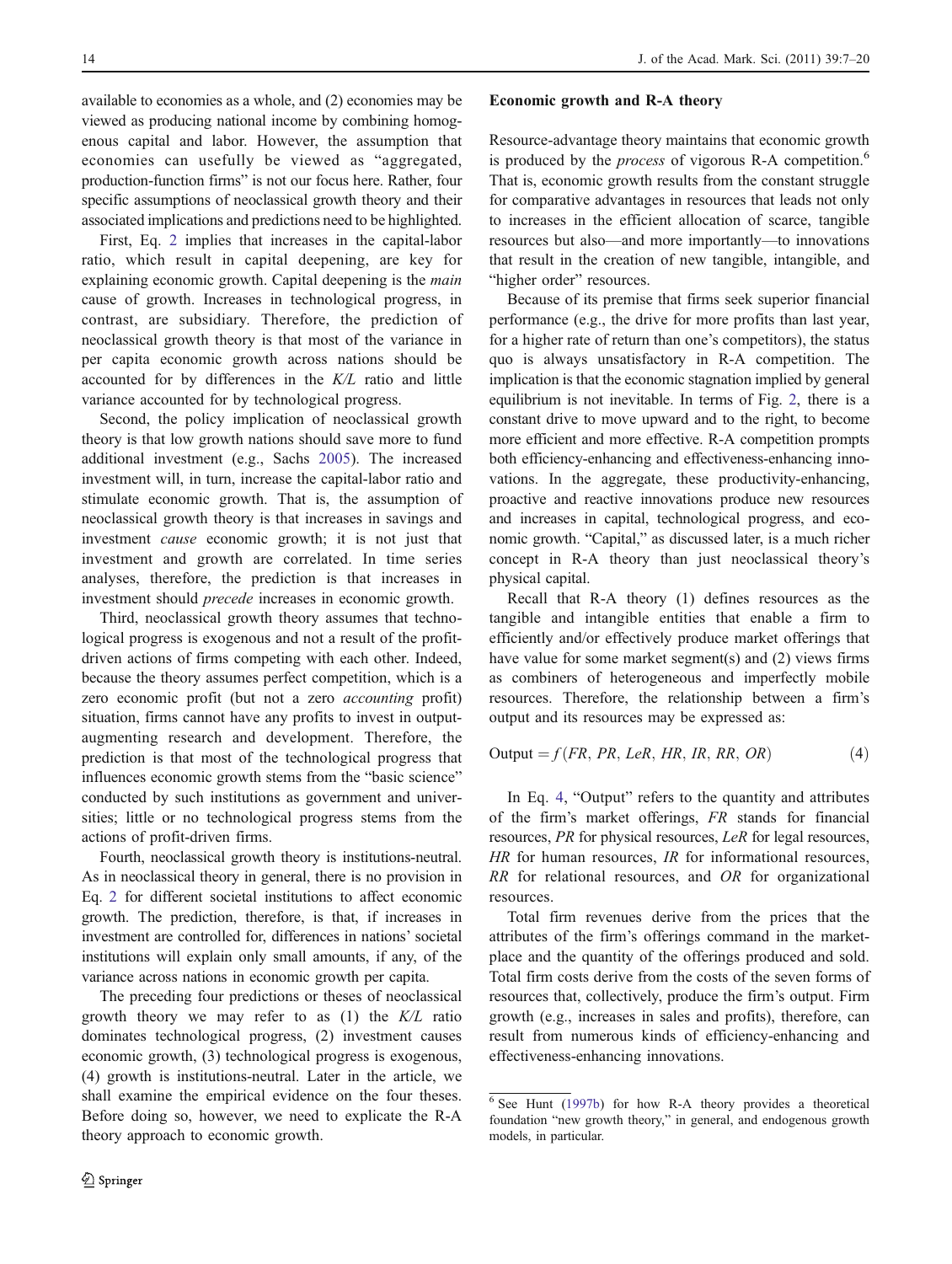available to economies as a whole, and (2) economies may be viewed as producing national income by combining homogenous capital and labor. However, the assumption that economies can usefully be viewed as "aggregated, production-function firms" is not our focus here. Rather, four specific assumptions of neoclassical growth theory and their associated implications and predictions need to be highlighted.

First, Eq. 2 implies that increases in the capital-labor ratio, which result in capital deepening, are key for explaining economic growth. Capital deepening is the *main* cause of growth. Increases in technological progress, in contrast, are subsidiary. Therefore, the prediction of neoclassical growth theory is that most of the variance in per capita economic growth across nations should be accounted for by differences in the *K/L* ratio and little variance accounted for by technological progress.

Second, the policy implication of neoclassical growth theory is that low growth nations should save more to fund additional investment (e.g., Sachs 2005). The increased investment will, in turn, increase the capital-labor ratio and stimulate economic growth. That is, the assumption of neoclassical growth theory is that increases in savings and investment *cause* economic growth; it is not just that investment and growth are correlated. In time series analyses, therefore, the prediction is that increases in investment should *precede* increases in economic growth.

Third, neoclassical growth theory assumes that technological progress is exogenous and not a result of the profit-driven actions of firms competing with each other. Indeed, because the theory assumes perfect competition, which is a zero economic profit (but not a zero *accounting* profit) situation, firms cannot have any profits to invest in output-augmenting research and development. Therefore, the prediction is that most of the technological progress that influences economic growth stems from the "basic science" conducted by such institutions as government and universities; little or no technological progress stems from the actions of profit-driven firms.

Fourth, neoclassical growth theory is institutions-neutral. As in neoclassical theory in general, there is no provision in Eq. 2 for different societal institutions to affect economic growth. The prediction, therefore, is that, if increases in investment are controlled for, differences in nations' societal institutions will explain only small amounts, if any, of the variance across nations in economic growth per capita.

The preceding four predictions or theses of neoclassical growth theory we may refer to as (1) the *K/L* ratio dominates technological progress, (2) investment causes economic growth, (3) technological progress is exogenous, (4) growth is institutions-neutral. Later in the article, we shall examine the empirical evidence on the four theses. Before doing so, however, we need to explicate the R-A theory approach to economic growth.

### Economic growth and R-A theory

Resource-advantage theory maintains that economic growth is produced by the *process* of vigorous R-A competition.[6] That is, economic growth results from the constant struggle for comparative advantages in resources that leads not only to increases in the efficient allocation of scarce, tangible resources but also—and more importantly—to innovations that result in the creation of new tangible, intangible, and "higher order" resources.

Because of its premise that firms seek superior financial performance (e.g., the drive for more profits than last year, for a higher rate of return than one's competitors), the status quo is always unsatisfactory in R-A competition. The implication is that the economic stagnation implied by general equilibrium is not inevitable. In terms of Fig. 2, there is a constant drive to move upward and to the right, to become more efficient and more effective. R-A competition prompts both efficiency-enhancing and effectiveness-enhancing innovations. In the aggregate, these productivity-enhancing, proactive and reactive innovations produce new resources and increases in capital, technological progress, and economic growth. "Capital," as discussed later, is a much richer concept in R-A theory than just neoclassical theory's physical capital.

Recall that R-A theory (1) defines resources as the tangible and intangible entities that enable a firm to efficiently and/or effectively produce market offerings that have value for some market segment(s) and (2) views firms as combiners of heterogeneous and imperfectly mobile resources. Therefore, the relationship between a firm's output and its resources may be expressed as:

$$\text{Output} = f(FR, PR, LeR, HR, IR, RR, OR) \tag{4}$$

In Eq. 4, "Output" refers to the quantity and attributes of the firm's market offerings, *FR* stands for financial resources, *PR* for physical resources, *LeR* for legal resources, *HR* for human resources, *IR* for informational resources, *RR* for relational resources, and *OR* for organizational resources.

Total firm revenues derive from the prices that the attributes of the firm's offerings command in the marketplace and the quantity of the offerings produced and sold. Total firm costs derive from the costs of the seven forms of resources that, collectively, produce the firm's output. Firm growth (e.g., increases in sales and profits), therefore, can result from numerous kinds of efficiency-enhancing and effectiveness-enhancing innovations.

---

[6] See Hunt (1997b) for how R-A theory provides a theoretical foundation "new growth theory," in general, and endogenous growth models, in particular.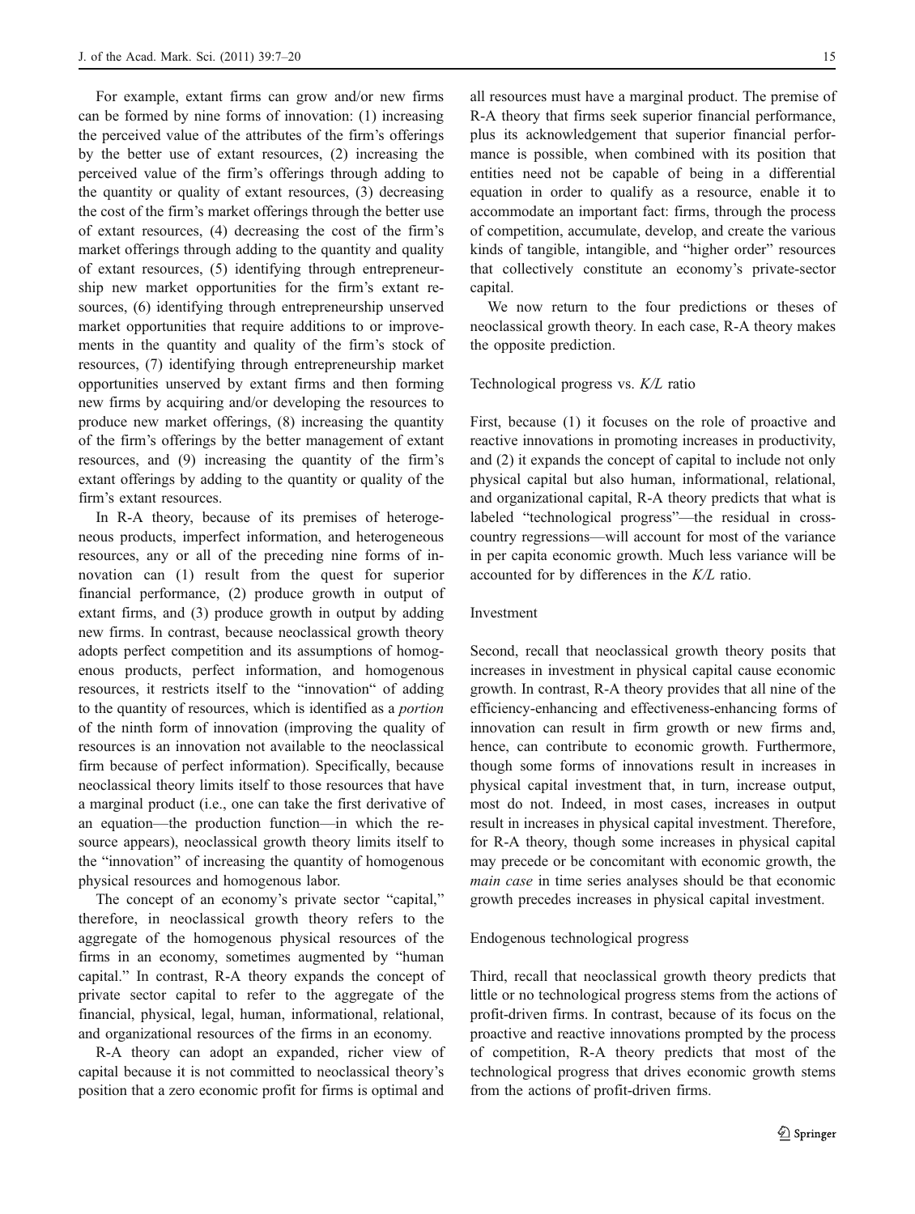For example, extant firms can grow and/or new firms can be formed by nine forms of innovation: (1) increasing the perceived value of the attributes of the firm's offerings by the better use of extant resources, (2) increasing the perceived value of the firm's offerings through adding to the quantity or quality of extant resources, (3) decreasing the cost of the firm's market offerings through the better use of extant resources, (4) decreasing the cost of the firm's market offerings through adding to the quantity and quality of extant resources, (5) identifying through entrepreneurship new market opportunities for the firm's extant resources, (6) identifying through entrepreneurship unserved market opportunities that require additions to or improvements in the quantity and quality of the firm's stock of resources, (7) identifying through entrepreneurship market opportunities unserved by extant firms and then forming new firms by acquiring and/or developing the resources to produce new market offerings, (8) increasing the quantity of the firm's offerings by the better management of extant resources, and (9) increasing the quantity of the firm's extant offerings by adding to the quantity or quality of the firm's extant resources.

In R-A theory, because of its premises of heterogeneous products, imperfect information, and heterogeneous resources, any or all of the preceding nine forms of innovation can (1) result from the quest for superior financial performance, (2) produce growth in output of extant firms, and (3) produce growth in output by adding new firms. In contrast, because neoclassical growth theory adopts perfect competition and its assumptions of homogenous products, perfect information, and homogenous resources, it restricts itself to the "innovation" of adding to the quantity of resources, which is identified as a *portion* of the ninth form of innovation (improving the quality of resources is an innovation not available to the neoclassical firm because of perfect information). Specifically, because neoclassical theory limits itself to those resources that have a marginal product (i.e., one can take the first derivative of an equation—the production function—in which the resource appears), neoclassical growth theory limits itself to the "innovation" of increasing the quantity of homogenous physical resources and homogenous labor.

The concept of an economy's private sector "capital," therefore, in neoclassical growth theory refers to the aggregate of the homogenous physical resources of the firms in an economy, sometimes augmented by "human capital." In contrast, R-A theory expands the concept of private sector capital to refer to the aggregate of the financial, physical, legal, human, informational, relational, and organizational resources of the firms in an economy.

R-A theory can adopt an expanded, richer view of capital because it is not committed to neoclassical theory's position that a zero economic profit for firms is optimal and all resources must have a marginal product. The premise of R-A theory that firms seek superior financial performance, plus its acknowledgement that superior financial performance is possible, when combined with its position that entities need not be capable of being in a differential equation in order to qualify as a resource, enable it to accommodate an important fact: firms, through the process of competition, accumulate, develop, and create the various kinds of tangible, intangible, and "higher order" resources that collectively constitute an economy's private-sector capital.

We now return to the four predictions or theses of neoclassical growth theory. In each case, R-A theory makes the opposite prediction.

### Technological progress vs. *K/L* ratio

First, because (1) it focuses on the role of proactive and reactive innovations in promoting increases in productivity, and (2) it expands the concept of capital to include not only physical capital but also human, informational, relational, and organizational capital, R-A theory predicts that what is labeled "technological progress"—the residual in cross-country regressions—will account for most of the variance in per capita economic growth. Much less variance will be accounted for by differences in the *K/L* ratio.

### Investment

Second, recall that neoclassical growth theory posits that increases in investment in physical capital cause economic growth. In contrast, R-A theory provides that all nine of the efficiency-enhancing and effectiveness-enhancing forms of innovation can result in firm growth or new firms and, hence, can contribute to economic growth. Furthermore, though some forms of innovations result in increases in physical capital investment that, in turn, increase output, most do not. Indeed, in most cases, increases in output result in increases in physical capital investment. Therefore, for R-A theory, though some increases in physical capital may precede or be concomitant with economic growth, the *main case* in time series analyses should be that economic growth precedes increases in physical capital investment.

### Endogenous technological progress

Third, recall that neoclassical growth theory predicts that little or no technological progress stems from the actions of profit-driven firms. In contrast, because of its focus on the proactive and reactive innovations prompted by the process of competition, R-A theory predicts that most of the technological progress that drives economic growth stems from the actions of profit-driven firms.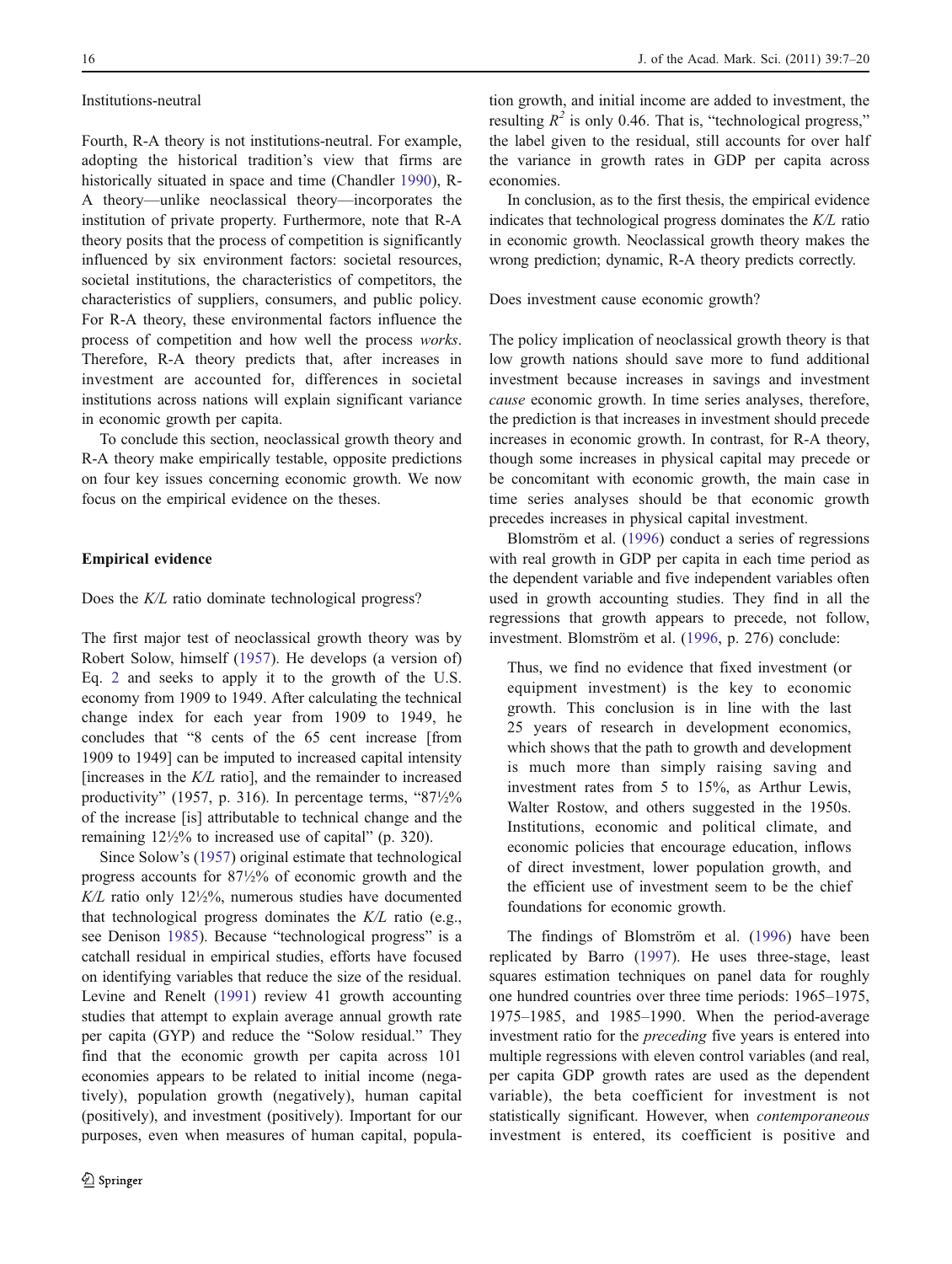Institutions-neutral

Fourth, R-A theory is not institutions-neutral. For example, adopting the historical tradition's view that firms are historically situated in space and time (Chandler 1990), R-A theory—unlike neoclassical theory—incorporates the institution of private property. Furthermore, note that R-A theory posits that the process of competition is significantly influenced by six environment factors: societal resources, societal institutions, the characteristics of competitors, the characteristics of suppliers, consumers, and public policy. For R-A theory, these environmental factors influence the process of competition and how well the process *works*. Therefore, R-A theory predicts that, after increases in investment are accounted for, differences in societal institutions across nations will explain significant variance in economic growth per capita.

To conclude this section, neoclassical growth theory and R-A theory make empirically testable, opposite predictions on four key issues concerning economic growth. We now focus on the empirical evidence on the theses.

## Empirical evidence

### Does the *K/L* ratio dominate technological progress?

The first major test of neoclassical growth theory was by Robert Solow, himself (1957). He develops (a version of) Eq. 2 and seeks to apply it to the growth of the U.S. economy from 1909 to 1949. After calculating the technical change index for each year from 1909 to 1949, he concludes that "8 cents of the 65 cent increase [from 1909 to 1949] can be imputed to increased capital intensity [increases in the *K/L* ratio], and the remainder to increased productivity" (1957, p. 316). In percentage terms, "87½% of the increase [is] attributable to technical change and the remaining 12½% to increased use of capital" (p. 320).

Since Solow's (1957) original estimate that technological progress accounts for 87½% of economic growth and the *K/L* ratio only 12½%, numerous studies have documented that technological progress dominates the *K/L* ratio (e.g., see Denison 1985). Because "technological progress" is a catchall residual in empirical studies, efforts have focused on identifying variables that reduce the size of the residual. Levine and Renelt (1991) review 41 growth accounting studies that attempt to explain average annual growth rate per capita (GYP) and reduce the "Solow residual." They find that the economic growth per capita across 101 economies appears to be related to initial income (negatively), population growth (negatively), human capital (positively), and investment (positively). Important for our purposes, even when measures of human capital, population growth, and initial income are added to investment, the resulting $R^2$ is only 0.46. That is, "technological progress," the label given to the residual, still accounts for over half the variance in growth rates in GDP per capita across economies.

In conclusion, as to the first thesis, the empirical evidence indicates that technological progress dominates the *K/L* ratio in economic growth. Neoclassical growth theory makes the wrong prediction; dynamic, R-A theory predicts correctly.

### Does investment cause economic growth?

The policy implication of neoclassical growth theory is that low growth nations should save more to fund additional investment because increases in savings and investment *cause* economic growth. In time series analyses, therefore, the prediction is that increases in investment should precede increases in economic growth. In contrast, for R-A theory, though some increases in physical capital may precede or be concomitant with economic growth, the main case in time series analyses should be that economic growth precedes increases in physical capital investment.

Blomström et al. (1996) conduct a series of regressions with real growth in GDP per capita in each time period as the dependent variable and five independent variables often used in growth accounting studies. They find in all the regressions that growth appears to precede, not follow, investment. Blomström et al. (1996, p. 276) conclude:

> Thus, we find no evidence that fixed investment (or equipment investment) is the key to economic growth. This conclusion is in line with the last 25 years of research in development economics, which shows that the path to growth and development is much more than simply raising saving and investment rates from 5 to 15%, as Arthur Lewis, Walter Rostow, and others suggested in the 1950s. Institutions, economic and political climate, and economic policies that encourage education, inflows of direct investment, lower population growth, and the efficient use of investment seem to be the chief foundations for economic growth.

The findings of Blomström et al. (1996) have been replicated by Barro (1997). He uses three-stage, least squares estimation techniques on panel data for roughly one hundred countries over three time periods: 1965–1975, 1975–1985, and 1985–1990. When the period-average investment ratio for the *preceding* five years is entered into multiple regressions with eleven control variables (and real, per capita GDP growth rates are used as the dependent variable), the beta coefficient for investment is not statistically significant. However, when *contemporaneous* investment is entered, its coefficient is positive and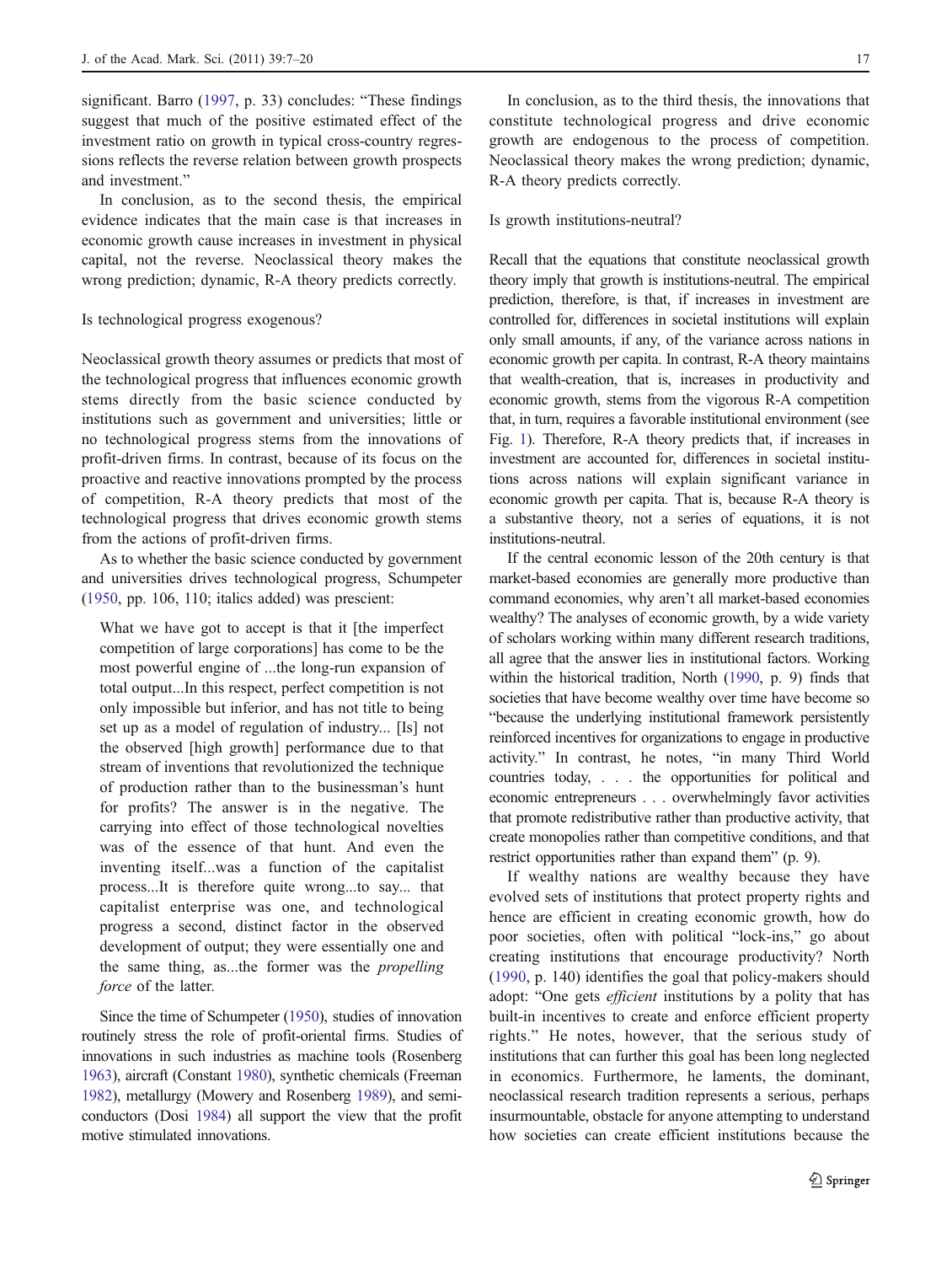significant. Barro (1997, p. 33) concludes: "These findings suggest that much of the positive estimated effect of the investment ratio on growth in typical cross-country regressions reflects the reverse relation between growth prospects and investment."

In conclusion, as to the second thesis, the empirical evidence indicates that the main case is that increases in economic growth cause increases in investment in physical capital, not the reverse. Neoclassical theory makes the wrong prediction; dynamic, R-A theory predicts correctly.

### Is technological progress exogenous?

Neoclassical growth theory assumes or predicts that most of the technological progress that influences economic growth stems directly from the basic science conducted by institutions such as government and universities; little or no technological progress stems from the innovations of profit-driven firms. In contrast, because of its focus on the proactive and reactive innovations prompted by the process of competition, R-A theory predicts that most of the technological progress that drives economic growth stems from the actions of profit-driven firms.

As to whether the basic science conducted by government and universities drives technological progress, Schumpeter (1950, pp. 106, 110; italics added) was prescient:

> What we have got to accept is that it [the imperfect competition of large corporations] has come to be the most powerful engine of ...the long-run expansion of total output...In this respect, perfect competition is not only impossible but inferior, and has not title to being set up as a model of regulation of industry... [Is] not the observed [high growth] performance due to that stream of inventions that revolutionized the technique of production rather than to the businessman's hunt for profits? The answer is in the negative. The carrying into effect of those technological novelties was of the essence of that hunt. And even the inventing itself...was a function of the capitalist process...It is therefore quite wrong...to say... that capitalist enterprise was one, and technological progress a second, distinct factor in the observed development of output; they were essentially one and the same thing, as...the former was the *propelling force* of the latter.

Since the time of Schumpeter (1950), studies of innovation routinely stress the role of profit-oriental firms. Studies of innovations in such industries as machine tools (Rosenberg 1963), aircraft (Constant 1980), synthetic chemicals (Freeman 1982), metallurgy (Mowery and Rosenberg 1989), and semiconductors (Dosi 1984) all support the view that the profit motive stimulated innovations.

In conclusion, as to the third thesis, the innovations that constitute technological progress and drive economic growth are endogenous to the process of competition. Neoclassical theory makes the wrong prediction; dynamic, R-A theory predicts correctly.

### Is growth institutions-neutral?

Recall that the equations that constitute neoclassical growth theory imply that growth is institutions-neutral. The empirical prediction, therefore, is that, if increases in investment are controlled for, differences in societal institutions will explain only small amounts, if any, of the variance across nations in economic growth per capita. In contrast, R-A theory maintains that wealth-creation, that is, increases in productivity and economic growth, stems from the vigorous R-A competition that, in turn, requires a favorable institutional environment (see Fig. 1). Therefore, R-A theory predicts that, if increases in investment are accounted for, differences in societal institutions across nations will explain significant variance in economic growth per capita. That is, because R-A theory is a substantive theory, not a series of equations, it is not institutions-neutral.

If the central economic lesson of the 20th century is that market-based economies are generally more productive than command economies, why aren't all market-based economies wealthy? The analyses of economic growth, by a wide variety of scholars working within many different research traditions, all agree that the answer lies in institutional factors. Working within the historical tradition, North (1990, p. 9) finds that societies that have become wealthy over time have become so "because the underlying institutional framework persistently reinforced incentives for organizations to engage in productive activity." In contrast, he notes, "in many Third World countries today, . . . the opportunities for political and economic entrepreneurs . . . overwhelmingly favor activities that promote redistributive rather than productive activity, that create monopolies rather than competitive conditions, and that restrict opportunities rather than expand them" (p. 9).

If wealthy nations are wealthy because they have evolved sets of institutions that protect property rights and hence are efficient in creating economic growth, how do poor societies, often with political "lock-ins," go about creating institutions that encourage productivity? North (1990, p. 140) identifies the goal that policy-makers should adopt: "One gets *efficient* institutions by a polity that has built-in incentives to create and enforce efficient property rights." He notes, however, that the serious study of institutions that can further this goal has been long neglected in economics. Furthermore, he laments, the dominant, neoclassical research tradition represents a serious, perhaps insurmountable, obstacle for anyone attempting to understand how societies can create efficient institutions because the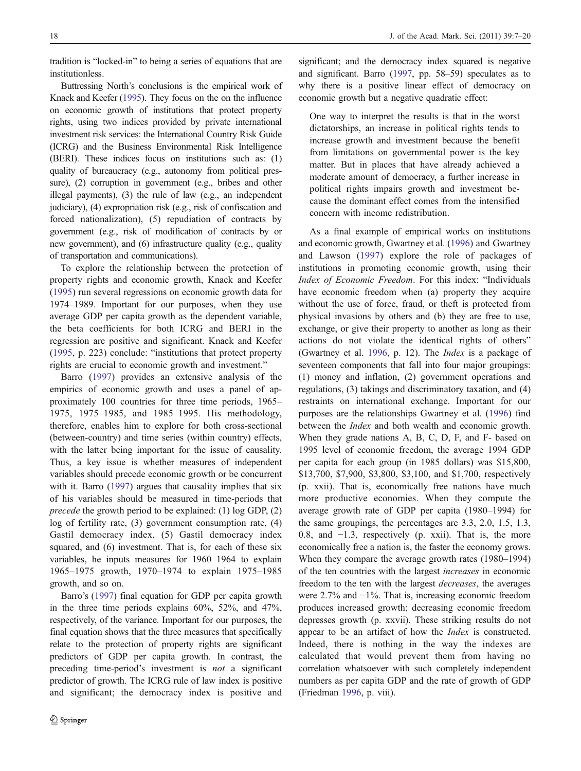tradition is "locked-in" to being a series of equations that are institutionless.

Buttressing North's conclusions is the empirical work of Knack and Keefer (1995). They focus on the on the influence on economic growth of institutions that protect property rights, using two indices provided by private international investment risk services: the International Country Risk Guide (ICRG) and the Business Environmental Risk Intelligence (BERI). These indices focus on institutions such as: (1) quality of bureaucracy (e.g., autonomy from political pressure), (2) corruption in government (e.g., bribes and other illegal payments), (3) the rule of law (e.g., an independent judiciary), (4) expropriation risk (e.g., risk of confiscation and forced nationalization), (5) repudiation of contracts by government (e.g., risk of modification of contracts by or new government), and (6) infrastructure quality (e.g., quality of transportation and communications).

To explore the relationship between the protection of property rights and economic growth, Knack and Keefer (1995) run several regressions on economic growth data for 1974–1989. Important for our purposes, when they use average GDP per capita growth as the dependent variable, the beta coefficients for both ICRG and BERI in the regression are positive and significant. Knack and Keefer (1995, p. 223) conclude: "institutions that protect property rights are crucial to economic growth and investment."

Barro (1997) provides an extensive analysis of the empirics of economic growth and uses a panel of approximately 100 countries for three time periods, 1965–1975, 1975–1985, and 1985–1995. His methodology, therefore, enables him to explore for both cross-sectional (between-country) and time series (within country) effects, with the latter being important for the issue of causality. Thus, a key issue is whether measures of independent variables should precede economic growth or be concurrent with it. Barro (1997) argues that causality implies that six of his variables should be measured in time-periods that *precede* the growth period to be explained: (1) log GDP, (2) log of fertility rate, (3) government consumption rate, (4) Gastil democracy index, (5) Gastil democracy index squared, and (6) investment. That is, for each of these six variables, he inputs measures for 1960–1964 to explain 1965–1975 growth, 1970–1974 to explain 1975–1985 growth, and so on.

Barro's (1997) final equation for GDP per capita growth in the three time periods explains 60%, 52%, and 47%, respectively, of the variance. Important for our purposes, the final equation shows that the three measures that specifically relate to the protection of property rights are significant predictors of GDP per capita growth. In contrast, the preceding time-period's investment is *not* a significant predictor of growth. The ICRG rule of law index is positive and significant; the democracy index is positive and significant; and the democracy index squared is negative and significant. Barro (1997, pp. 58–59) speculates as to why there is a positive linear effect of democracy on economic growth but a negative quadratic effect:

> One way to interpret the results is that in the worst dictatorships, an increase in political rights tends to increase growth and investment because the benefit from limitations on governmental power is the key matter. But in places that have already achieved a moderate amount of democracy, a further increase in political rights impairs growth and investment because the dominant effect comes from the intensified concern with income redistribution.

As a final example of empirical works on institutions and economic growth, Gwartney et al. (1996) and Gwartney and Lawson (1997) explore the role of packages of institutions in promoting economic growth, using their *Index of Economic Freedom*. For this index: "Individuals have economic freedom when (a) property they acquire without the use of force, fraud, or theft is protected from physical invasions by others and (b) they are free to use, exchange, or give their property to another as long as their actions do not violate the identical rights of others" (Gwartney et al. 1996, p. 12). The *Index* is a package of seventeen components that fall into four major groupings: (1) money and inflation, (2) government operations and regulations, (3) takings and discriminatory taxation, and (4) restraints on international exchange. Important for our purposes are the relationships Gwartney et al. (1996) find between the *Index* and both wealth and economic growth. When they grade nations A, B, C, D, F, and F- based on 1995 level of economic freedom, the average 1994 GDP per capita for each group (in 1985 dollars) was $15,800, $13,700, $7,900, $3,800, $3,100, and $1,700, respectively (p. xxii). That is, economically free nations have much more productive economies. When they compute the average growth rate of GDP per capita (1980–1994) for the same groupings, the percentages are 3.3, 2.0, 1.5, 1.3, 0.8, and −1.3, respectively (p. xxii). That is, the more economically free a nation is, the faster the economy grows. When they compare the average growth rates (1980–1994) of the ten countries with the largest *increases* in economic freedom to the ten with the largest *decreases*, the averages were 2.7% and −1%. That is, increasing economic freedom produces increased growth; decreasing economic freedom depresses growth (p. xxvii). These striking results do not appear to be an artifact of how the *Index* is constructed. Indeed, there is nothing in the way the indexes are calculated that would prevent them from having no correlation whatsoever with such completely independent numbers as per capita GDP and the rate of growth of GDP (Friedman 1996, p. viii).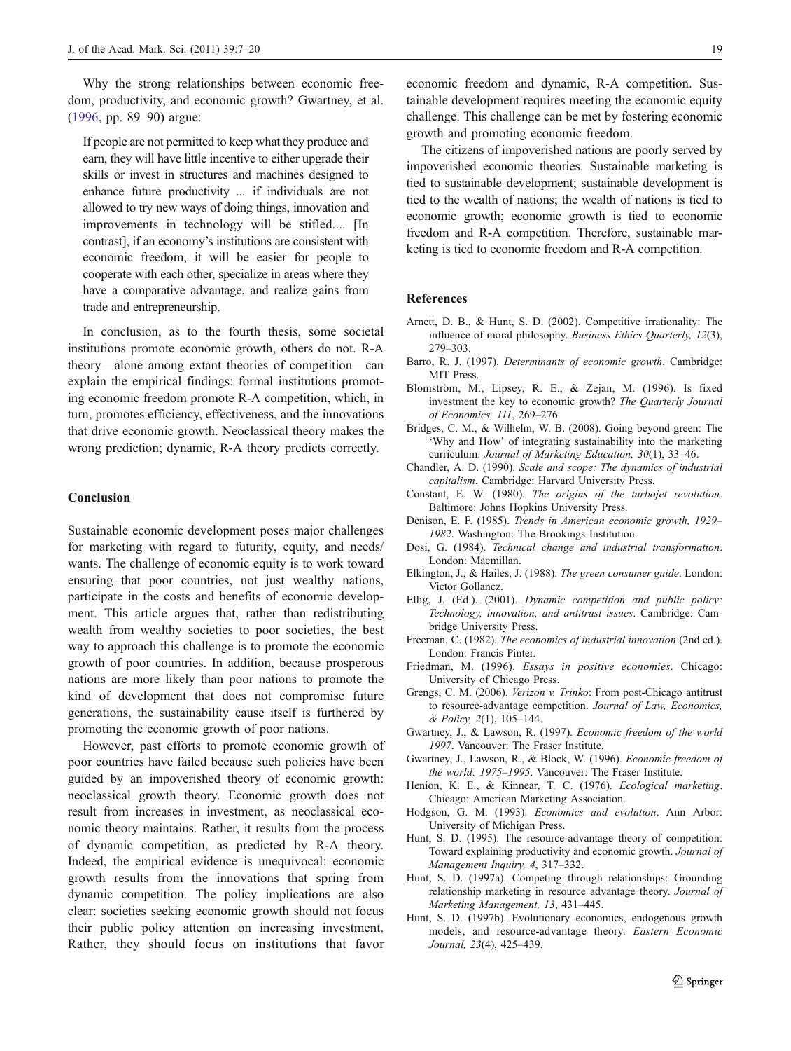Why the strong relationships between economic freedom, productivity, and economic growth? Gwartney, et al. (1996, pp. 89–90) argue:

> If people are not permitted to keep what they produce and earn, they will have little incentive to either upgrade their skills or invest in structures and machines designed to enhance future productivity ... if individuals are not allowed to try new ways of doing things, innovation and improvements in technology will be stifled.... [In contrast], if an economy's institutions are consistent with economic freedom, it will be easier for people to cooperate with each other, specialize in areas where they have a comparative advantage, and realize gains from trade and entrepreneurship.

In conclusion, as to the fourth thesis, some societal institutions promote economic growth, others do not. R-A theory—alone among extant theories of competition—can explain the empirical findings: formal institutions promoting economic freedom promote R-A competition, which, in turn, promotes efficiency, effectiveness, and the innovations that drive economic growth. Neoclassical theory makes the wrong prediction; dynamic, R-A theory predicts correctly.

## Conclusion

Sustainable economic development poses major challenges for marketing with regard to futurity, equity, and needs/wants. The challenge of economic equity is to work toward ensuring that poor countries, not just wealthy nations, participate in the costs and benefits of economic development. This article argues that, rather than redistributing wealth from wealthy societies to poor societies, the best way to approach this challenge is to promote the economic growth of poor countries. In addition, because prosperous nations are more likely than poor nations to promote the kind of development that does not compromise future generations, the sustainability cause itself is furthered by promoting the economic growth of poor nations.

However, past efforts to promote economic growth of poor countries have failed because such policies have been guided by an impoverished theory of economic growth: neoclassical growth theory. Economic growth does not result from increases in investment, as neoclassical economic theory maintains. Rather, it results from the process of dynamic competition, as predicted by R-A theory. Indeed, the empirical evidence is unequivocal: economic growth results from the innovations that spring from dynamic competition. The policy implications are also clear: societies seeking economic growth should not focus their public policy attention on increasing investment. Rather, they should focus on institutions that favor economic freedom and dynamic, R-A competition. Sustainable development requires meeting the economic equity challenge. This challenge can be met by fostering economic growth and promoting economic freedom.

The citizens of impoverished nations are poorly served by impoverished economic theories. Sustainable marketing is tied to sustainable development; sustainable development is tied to the wealth of nations; the wealth of nations is tied to economic growth; economic growth is tied to economic freedom and R-A competition. Therefore, sustainable marketing is tied to economic freedom and R-A competition.

## References

Arnett, D. B., & Hunt, S. D. (2002). Competitive irrationality: The influence of moral philosophy. *Business Ethics Quarterly, 12*(3), 279–303.

Barro, R. J. (1997). *Determinants of economic growth*. Cambridge: MIT Press.

Blomström, M., Lipsey, R. E., & Zejan, M. (1996). Is fixed investment the key to economic growth? *The Quarterly Journal of Economics, 111*, 269–276.

Bridges, C. M., & Wilhelm, W. B. (2008). Going beyond green: The 'Why and How' of integrating sustainability into the marketing curriculum. *Journal of Marketing Education, 30*(1), 33–46.

Chandler, A. D. (1990). *Scale and scope: The dynamics of industrial capitalism*. Cambridge: Harvard University Press.

Constant, E. W. (1980). *The origins of the turbojet revolution*. Baltimore: Johns Hopkins University Press.

Denison, E. F. (1985). *Trends in American economic growth, 1929–1982*. Washington: The Brookings Institution.

Dosi, G. (1984). *Technical change and industrial transformation*. London: Macmillan.

Elkington, J., & Hailes, J. (1988). *The green consumer guide*. London: Victor Gollancz.

Ellig, J. (Ed.). (2001). *Dynamic competition and public policy: Technology, innovation, and antitrust issues*. Cambridge: Cambridge University Press.

Freeman, C. (1982). *The economics of industrial innovation* (2nd ed.). London: Francis Pinter.

Friedman, M. (1996). *Essays in positive economies*. Chicago: University of Chicago Press.

Grengs, C. M. (2006). *Verizon v. Trinko*: From post-Chicago antitrust to resource-advantage competition. *Journal of Law, Economics, & Policy, 2*(1), 105–144.

Gwartney, J., & Lawson, R. (1997). *Economic freedom of the world 1997*. Vancouver: The Fraser Institute.

Gwartney, J., Lawson, R., & Block, W. (1996). *Economic freedom of the world: 1975–1995*. Vancouver: The Fraser Institute.

Henion, K. E., & Kinnear, T. C. (1976). *Ecological marketing*. Chicago: American Marketing Association.

Hodgson, G. M. (1993). *Economics and evolution*. Ann Arbor: University of Michigan Press.

Hunt, S. D. (1995). The resource-advantage theory of competition: Toward explaining productivity and economic growth. *Journal of Management Inquiry, 4*, 317–332.

Hunt, S. D. (1997a). Competing through relationships: Grounding relationship marketing in resource advantage theory. *Journal of Marketing Management, 13*, 431–445.

Hunt, S. D. (1997b). Evolutionary economics, endogenous growth models, and resource-advantage theory. *Eastern Economic Journal, 23*(4), 425–439.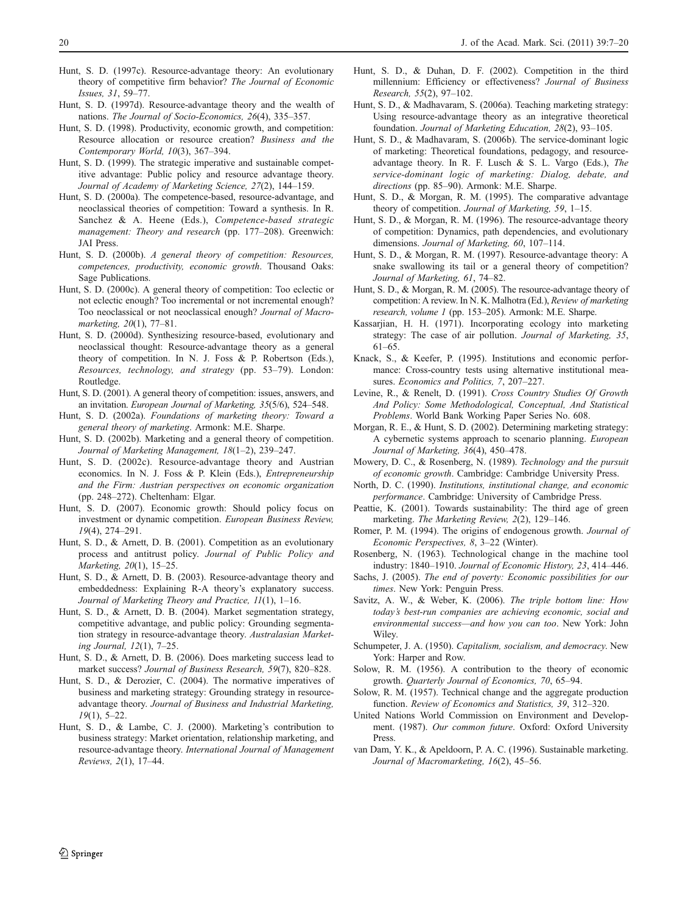Hunt, S. D. (1997c). Resource-advantage theory: An evolutionary theory of competitive firm behavior? *The Journal of Economic Issues, 31*, 59–77.

Hunt, S. D. (1997d). Resource-advantage theory and the wealth of nations. *The Journal of Socio-Economics, 26*(4), 335–357.

Hunt, S. D. (1998). Productivity, economic growth, and competition: Resource allocation or resource creation? *Business and the Contemporary World, 10*(3), 367–394.

Hunt, S. D. (1999). The strategic imperative and sustainable competitive advantage: Public policy and resource advantage theory. *Journal of Academy of Marketing Science, 27*(2), 144–159.

Hunt, S. D. (2000a). The competence-based, resource-advantage, and neoclassical theories of competition: Toward a synthesis. In R. Sanchez & A. Heene (Eds.), *Competence-based strategic management: Theory and research* (pp. 177–208). Greenwich: JAI Press.

Hunt, S. D. (2000b). *A general theory of competition: Resources, competences, productivity, economic growth*. Thousand Oaks: Sage Publications.

Hunt, S. D. (2000c). A general theory of competition: Too eclectic or not eclectic enough? Too incremental or not incremental enough? Too neoclassical or not neoclassical enough? *Journal of Macromarketing, 20*(1), 77–81.

Hunt, S. D. (2000d). Synthesizing resource-based, evolutionary and neoclassical thought: Resource-advantage theory as a general theory of competition. In N. J. Foss & P. Robertson (Eds.), *Resources, technology, and strategy* (pp. 53–79). London: Routledge.

Hunt, S. D. (2001). A general theory of competition: issues, answers, and an invitation. *European Journal of Marketing, 35*(5/6), 524–548.

Hunt, S. D. (2002a). *Foundations of marketing theory: Toward a general theory of marketing*. Armonk: M.E. Sharpe.

Hunt, S. D. (2002b). Marketing and a general theory of competition. *Journal of Marketing Management, 18*(1–2), 239–247.

Hunt, S. D. (2002c). Resource-advantage theory and Austrian economics. In N. J. Foss & P. Klein (Eds.), *Entrepreneurship and the Firm: Austrian perspectives on economic organization* (pp. 248–272). Cheltenham: Elgar.

Hunt, S. D. (2007). Economic growth: Should policy focus on investment or dynamic competition. *European Business Review, 19*(4), 274–291.

Hunt, S. D., & Arnett, D. B. (2001). Competition as an evolutionary process and antitrust policy. *Journal of Public Policy and Marketing, 20*(1), 15–25.

Hunt, S. D., & Arnett, D. B. (2003). Resource-advantage theory and embeddedness: Explaining R-A theory's explanatory success. *Journal of Marketing Theory and Practice, 11*(1), 1–16.

Hunt, S. D., & Arnett, D. B. (2004). Market segmentation strategy, competitive advantage, and public policy: Grounding segmentation strategy in resource-advantage theory. *Australasian Marketing Journal, 12*(1), 7–25.

Hunt, S. D., & Arnett, D. B. (2006). Does marketing success lead to market success? *Journal of Business Research, 59*(7), 820–828.

Hunt, S. D., & Derozier, C. (2004). The normative imperatives of business and marketing strategy: Grounding strategy in resource-advantage theory. *Journal of Business and Industrial Marketing, 19*(1), 5–22.

Hunt, S. D., & Lambe, C. J. (2000). Marketing's contribution to business strategy: Market orientation, relationship marketing, and resource-advantage theory. *International Journal of Management Reviews, 2*(1), 17–44.

Hunt, S. D., & Duhan, D. F. (2002). Competition in the third millennium: Efficiency or effectiveness? *Journal of Business Research, 55*(2), 97–102.

Hunt, S. D., & Madhavaram, S. (2006a). Teaching marketing strategy: Using resource-advantage theory as an integrative theoretical foundation. *Journal of Marketing Education, 28*(2), 93–105.

Hunt, S. D., & Madhavaram, S. (2006b). The service-dominant logic of marketing: Theoretical foundations, pedagogy, and resource-advantage theory. In R. F. Lusch & S. L. Vargo (Eds.), *The service-dominant logic of marketing: Dialog, debate, and directions* (pp. 85–90). Armonk: M.E. Sharpe.

Hunt, S. D., & Morgan, R. M. (1995). The comparative advantage theory of competition. *Journal of Marketing, 59*, 1–15.

Hunt, S. D., & Morgan, R. M. (1996). The resource-advantage theory of competition: Dynamics, path dependencies, and evolutionary dimensions. *Journal of Marketing, 60*, 107–114.

Hunt, S. D., & Morgan, R. M. (1997). Resource-advantage theory: A snake swallowing its tail or a general theory of competition? *Journal of Marketing, 61*, 74–82.

Hunt, S. D., & Morgan, R. M. (2005). The resource-advantage theory of competition: A review. In N. K. Malhotra (Ed.), *Review of marketing research, volume 1* (pp. 153–205). Armonk: M.E. Sharpe.

Kassarjian, H. H. (1971). Incorporating ecology into marketing strategy: The case of air pollution. *Journal of Marketing, 35*, 61–65.

Knack, S., & Keefer, P. (1995). Institutions and economic performance: Cross-country tests using alternative institutional measures. *Economics and Politics, 7*, 207–227.

Levine, R., & Renelt, D. (1991). *Cross Country Studies Of Growth And Policy: Some Methodological, Conceptual, And Statistical Problems*. World Bank Working Paper Series No. 608.

Morgan, R. E., & Hunt, S. D. (2002). Determining marketing strategy: A cybernetic systems approach to scenario planning. *European Journal of Marketing, 36*(4), 450–478.

Mowery, D. C., & Rosenberg, N. (1989). *Technology and the pursuit of economic growth*. Cambridge: Cambridge University Press.

North, D. C. (1990). *Institutions, institutional change, and economic performance*. Cambridge: University of Cambridge Press.

Peattie, K. (2001). Towards sustainability: The third age of green marketing. *The Marketing Review, 2*(2), 129–146.

Romer, P. M. (1994). The origins of endogenous growth. *Journal of Economic Perspectives, 8*, 3–22 (Winter).

Rosenberg, N. (1963). Technological change in the machine tool industry: 1840–1910. *Journal of Economic History, 23*, 414–446.

Sachs, J. (2005). *The end of poverty: Economic possibilities for our times*. New York: Penguin Press.

Savitz, A. W., & Weber, K. (2006). *The triple bottom line: How today's best-run companies are achieving economic, social and environmental success—and how you can too*. New York: John Wiley.

Schumpeter, J. A. (1950). *Capitalism, socialism, and democracy*. New York: Harper and Row.

Solow, R. M. (1956). A contribution to the theory of economic growth. *Quarterly Journal of Economics, 70*, 65–94.

Solow, R. M. (1957). Technical change and the aggregate production function. *Review of Economics and Statistics, 39*, 312–320.

United Nations World Commission on Environment and Development. (1987). *Our common future*. Oxford: Oxford University Press.

van Dam, Y. K., & Apeldoorn, P. A. C. (1996). Sustainable marketing. *Journal of Macromarketing, 16*(2), 45–56.